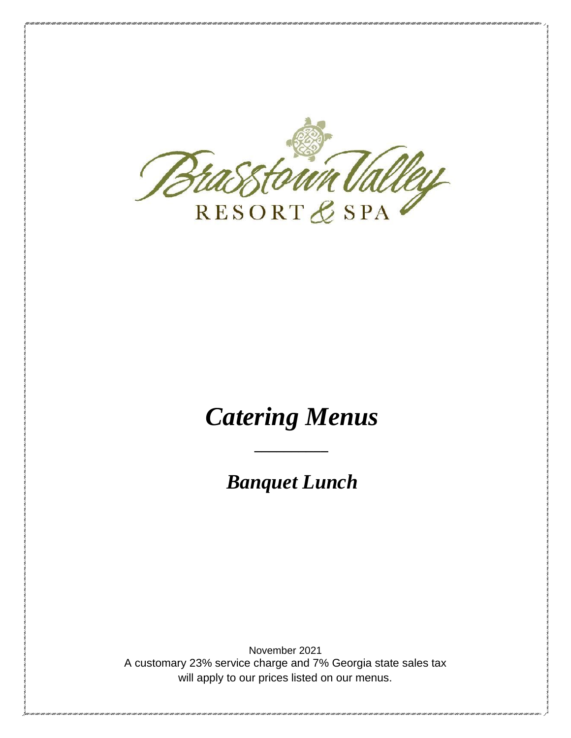Brasstown Valley

RESORT & SPA

# *Catering Menus*

## *Banquet Lunch*

November 2021

A customary 23% service charge and 7% Georgia state sales tax will apply to our prices listed on our menus.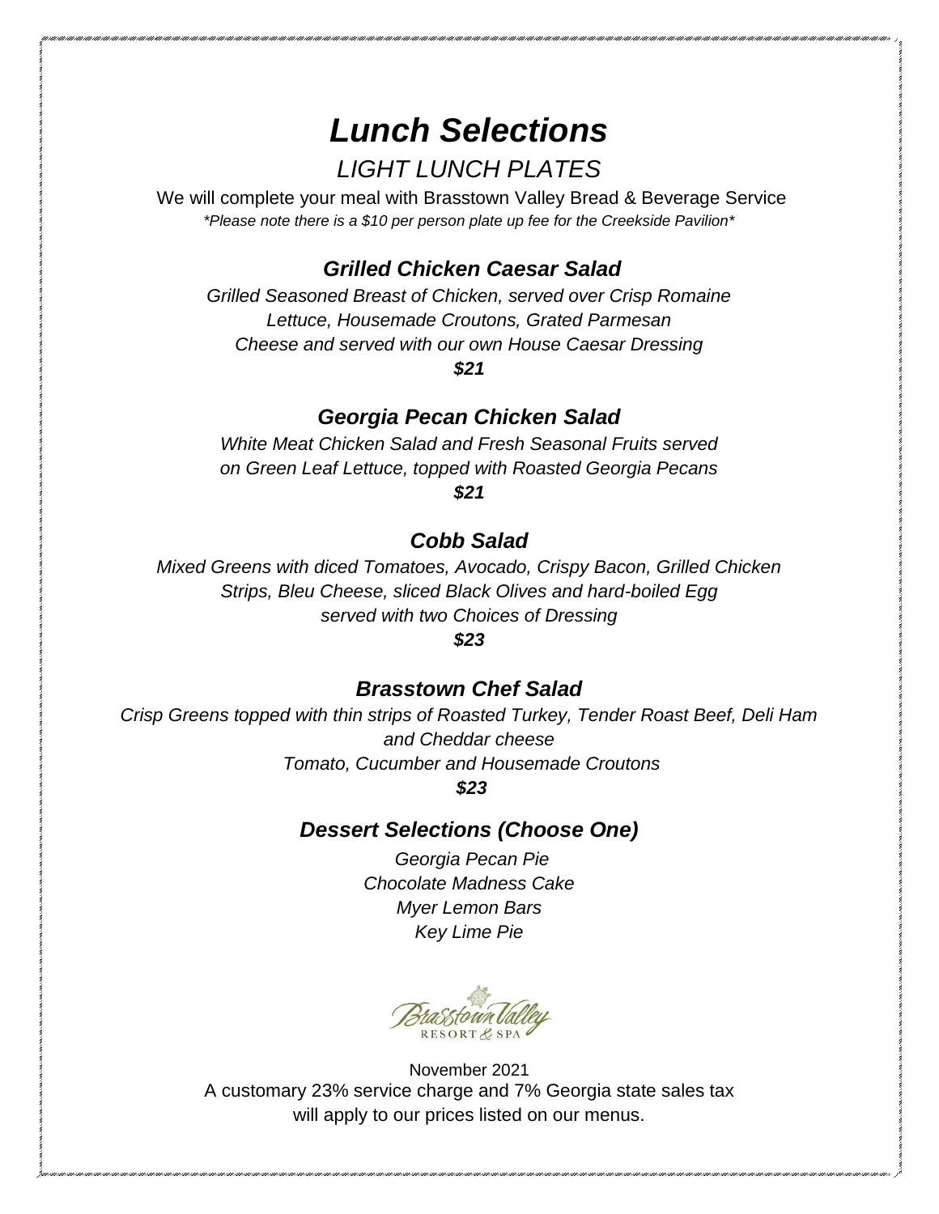# *Lunch Selections*

## *LIGHT LUNCH PLATES*

We will complete your meal with Brasstown Valley Bread & Beverage Service

*\*Please note there is a $10 per person plate up fee for the Creekside Pavilion\**

### *Grilled Chicken Caesar Salad*

*Grilled Seasoned Breast of Chicken, served over Crisp Romaine Lettuce, Housemade Croutons, Grated Parmesan Cheese and served with our own House Caesar Dressing*

***$21***

### *Georgia Pecan Chicken Salad*

*White Meat Chicken Salad and Fresh Seasonal Fruits served on Green Leaf Lettuce, topped with Roasted Georgia Pecans*

***$21***

### *Cobb Salad*

*Mixed Greens with diced Tomatoes, Avocado, Crispy Bacon, Grilled Chicken Strips, Bleu Cheese, sliced Black Olives and hard-boiled Egg served with two Choices of Dressing*

***$23***

### *Brasstown Chef Salad*

*Crisp Greens topped with thin strips of Roasted Turkey, Tender Roast Beef, Deli Ham and Cheddar cheese*

*Tomato, Cucumber and Housemade Croutons*

***$23***

### *Dessert Selections (Choose One)*

*Georgia Pecan Pie*

*Chocolate Madness Cake*

*Myer Lemon Bars*

*Key Lime Pie*

Brasstown Valley RESORT & SPA

November 2021

A customary 23% service charge and 7% Georgia state sales tax will apply to our prices listed on our menus.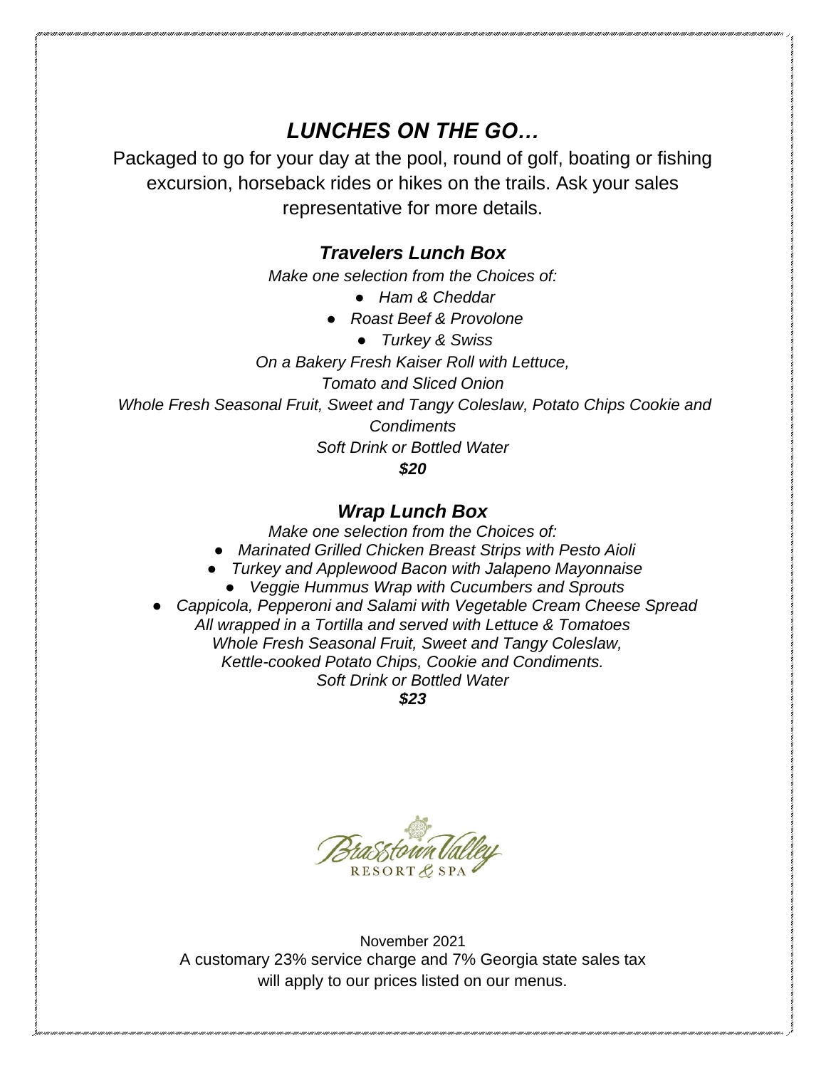# *LUNCHES ON THE GO…*

Packaged to go for your day at the pool, round of golf, boating or fishing excursion, horseback rides or hikes on the trails. Ask your sales representative for more details.

## *Travelers Lunch Box*

*Make one selection from the Choices of:*

- *Ham & Cheddar*
- *Roast Beef & Provolone*
- *Turkey & Swiss*

*On a Bakery Fresh Kaiser Roll with Lettuce,*
*Tomato and Sliced Onion*
*Whole Fresh Seasonal Fruit, Sweet and Tangy Coleslaw, Potato Chips Cookie and Condiments*
*Soft Drink or Bottled Water*

***$20***

## *Wrap Lunch Box*

*Make one selection from the Choices of:*

- *Marinated Grilled Chicken Breast Strips with Pesto Aioli*
- *Turkey and Applewood Bacon with Jalapeno Mayonnaise*
- *Veggie Hummus Wrap with Cucumbers and Sprouts*
- *Cappicola, Pepperoni and Salami with Vegetable Cream Cheese Spread*

*All wrapped in a Tortilla and served with Lettuce & Tomatoes*
*Whole Fresh Seasonal Fruit, Sweet and Tangy Coleslaw,*
*Kettle-cooked Potato Chips, Cookie and Condiments.*
*Soft Drink or Bottled Water*

***$23***

Brasstown Valley
RESORT & SPA

November 2021
A customary 23% service charge and 7% Georgia state sales tax will apply to our prices listed on our menus.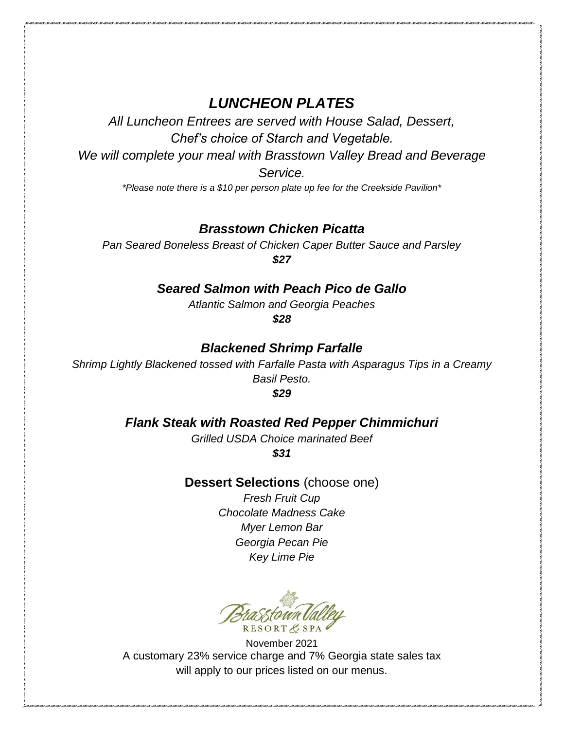# *LUNCHEON PLATES*

*All Luncheon Entrees are served with House Salad, Dessert, Chef's choice of Starch and Vegetable.*
*We will complete your meal with Brasstown Valley Bread and Beverage Service.*

*\*Please note there is a $10 per person plate up fee for the Creekside Pavilion\**

### *Brasstown Chicken Picatta*

*Pan Seared Boneless Breast of Chicken Caper Butter Sauce and Parsley*

***$27***

### *Seared Salmon with Peach Pico de Gallo*

*Atlantic Salmon and Georgia Peaches*

***$28***

### *Blackened Shrimp Farfalle*

*Shrimp Lightly Blackened tossed with Farfalle Pasta with Asparagus Tips in a Creamy Basil Pesto.*

***$29***

### *Flank Steak with Roasted Red Pepper Chimmichuri*

*Grilled USDA Choice marinated Beef*

***$31***

**Dessert Selections** (choose one)

*Fresh Fruit Cup*
*Chocolate Madness Cake*
*Myer Lemon Bar*
*Georgia Pecan Pie*
*Key Lime Pie*

Brasstown Valley RESORT & SPA

November 2021
A customary 23% service charge and 7% Georgia state sales tax will apply to our prices listed on our menus.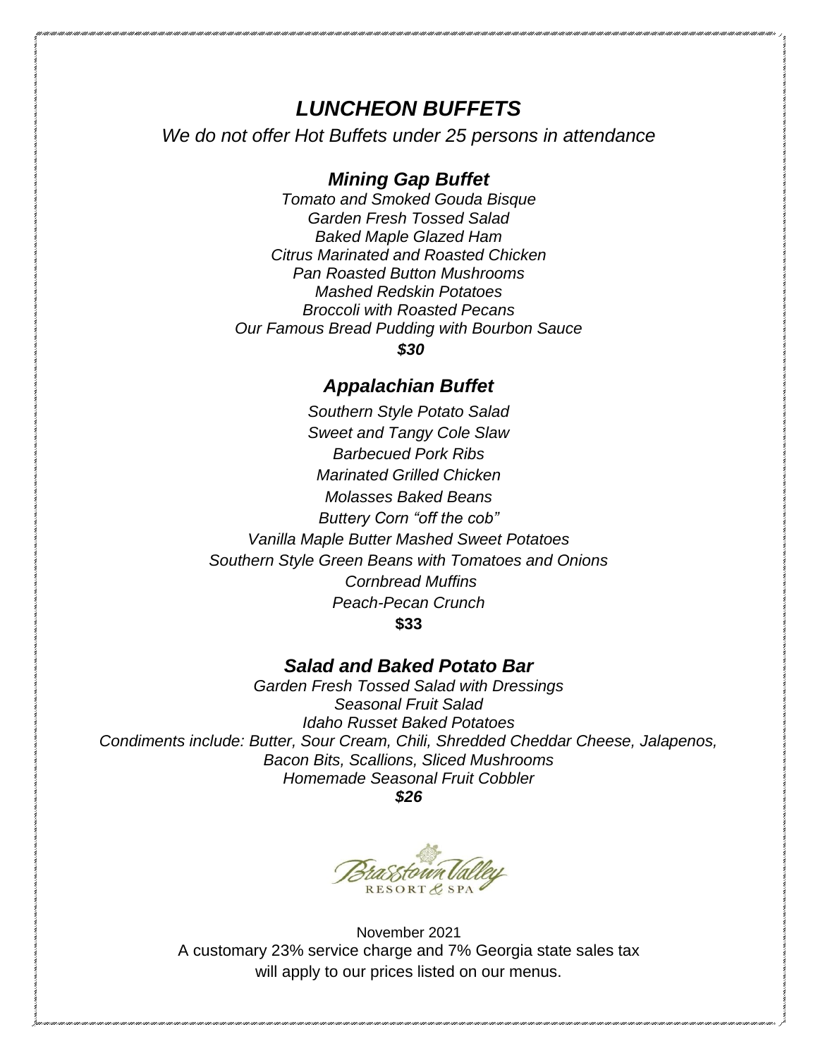# *LUNCHEON BUFFETS*

*We do not offer Hot Buffets under 25 persons in attendance*

## *Mining Gap Buffet*

*Tomato and Smoked Gouda Bisque*
*Garden Fresh Tossed Salad*
*Baked Maple Glazed Ham*
*Citrus Marinated and Roasted Chicken*
*Pan Roasted Button Mushrooms*
*Mashed Redskin Potatoes*
*Broccoli with Roasted Pecans*
*Our Famous Bread Pudding with Bourbon Sauce*

***$30***

## *Appalachian Buffet*

*Southern Style Potato Salad*
*Sweet and Tangy Cole Slaw*
*Barbecued Pork Ribs*
*Marinated Grilled Chicken*
*Molasses Baked Beans*
*Buttery Corn "off the cob"*
*Vanilla Maple Butter Mashed Sweet Potatoes*
*Southern Style Green Beans with Tomatoes and Onions*
*Cornbread Muffins*
*Peach-Pecan Crunch*

**$33**

## *Salad and Baked Potato Bar*

*Garden Fresh Tossed Salad with Dressings*
*Seasonal Fruit Salad*
*Idaho Russet Baked Potatoes*
*Condiments include: Butter, Sour Cream, Chili, Shredded Cheddar Cheese, Jalapenos, Bacon Bits, Scallions, Sliced Mushrooms*
*Homemade Seasonal Fruit Cobbler*

***$26***

Brasstown Valley RESORT & SPA

November 2021
A customary 23% service charge and 7% Georgia state sales tax will apply to our prices listed on our menus.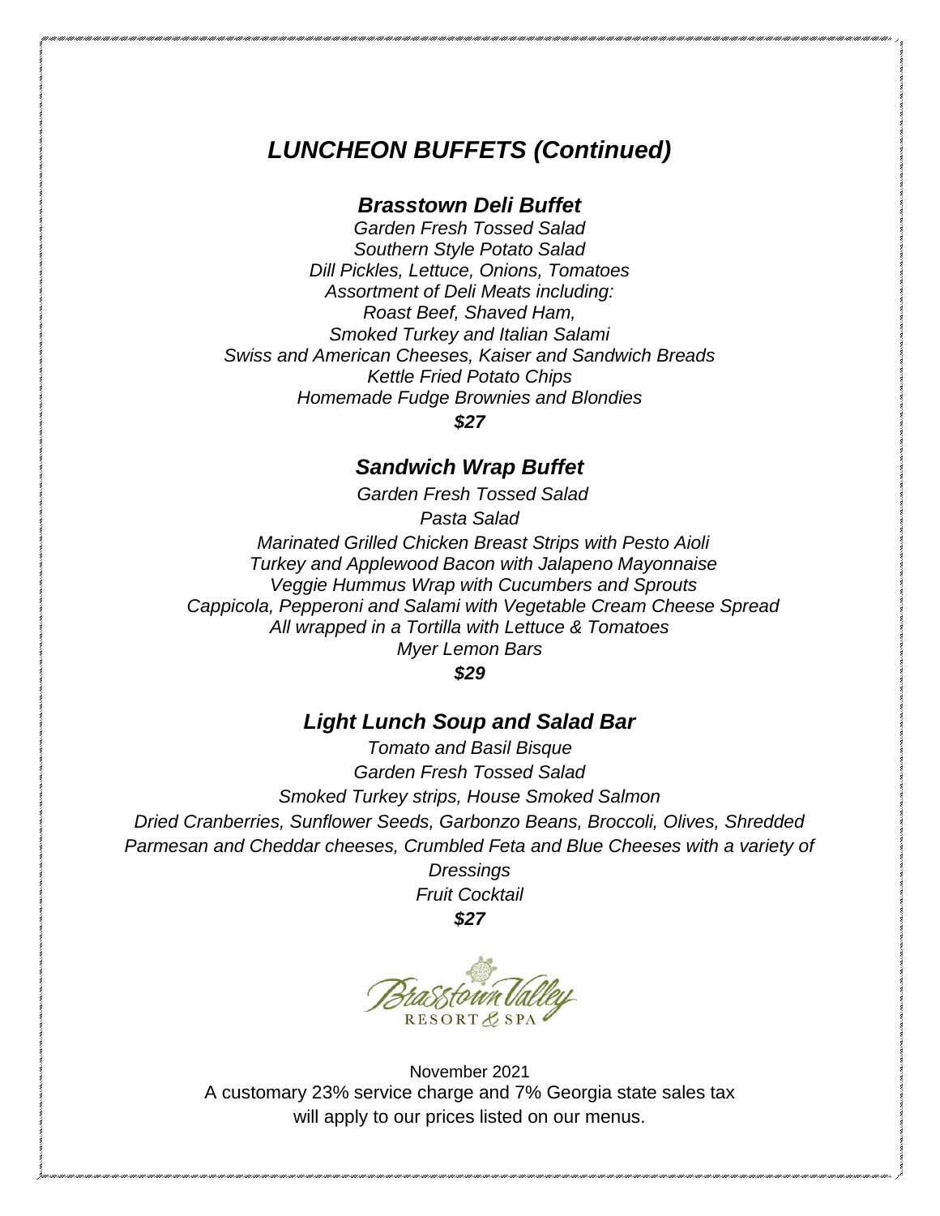# *LUNCHEON BUFFETS (Continued)*

## *Brasstown Deli Buffet*

*Garden Fresh Tossed Salad*
*Southern Style Potato Salad*
*Dill Pickles, Lettuce, Onions, Tomatoes*
*Assortment of Deli Meats including:*
*Roast Beef, Shaved Ham,*
*Smoked Turkey and Italian Salami*
*Swiss and American Cheeses, Kaiser and Sandwich Breads*
*Kettle Fried Potato Chips*
*Homemade Fudge Brownies and Blondies*

***$27***

## *Sandwich Wrap Buffet*

*Garden Fresh Tossed Salad*
*Pasta Salad*
*Marinated Grilled Chicken Breast Strips with Pesto Aioli*
*Turkey and Applewood Bacon with Jalapeno Mayonnaise*
*Veggie Hummus Wrap with Cucumbers and Sprouts*
*Cappicola, Pepperoni and Salami with Vegetable Cream Cheese Spread*
*All wrapped in a Tortilla with Lettuce & Tomatoes*
*Myer Lemon Bars*

***$29***

## *Light Lunch Soup and Salad Bar*

*Tomato and Basil Bisque*
*Garden Fresh Tossed Salad*
*Smoked Turkey strips, House Smoked Salmon*
*Dried Cranberries, Sunflower Seeds, Garbonzo Beans, Broccoli, Olives, Shredded Parmesan and Cheddar cheeses, Crumbled Feta and Blue Cheeses with a variety of Dressings*
*Fruit Cocktail*

***$27***

Brasstown Valley RESORT & SPA

November 2021
A customary 23% service charge and 7% Georgia state sales tax will apply to our prices listed on our menus.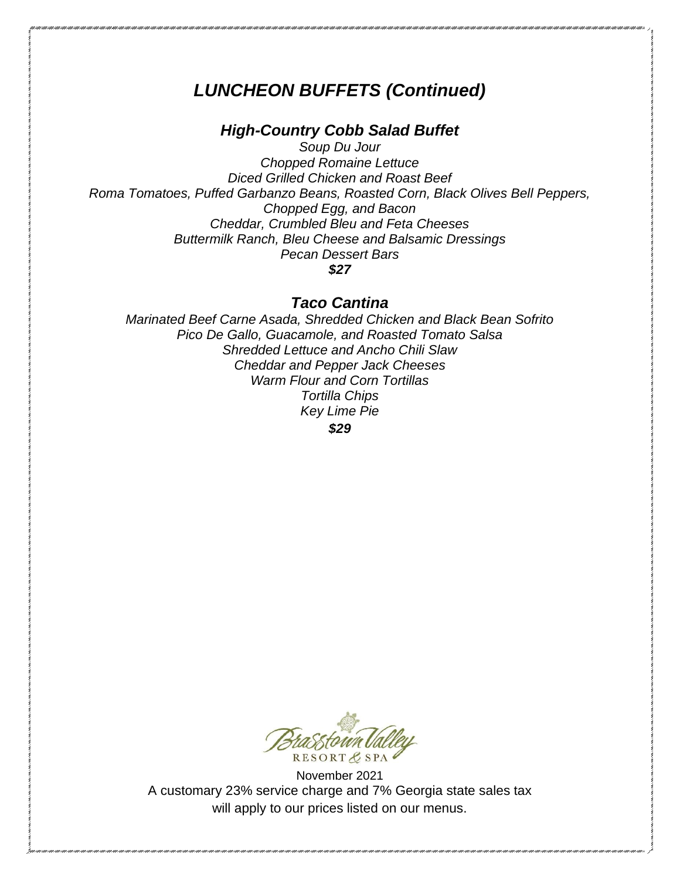# *LUNCHEON BUFFETS (Continued)*

## *High-Country Cobb Salad Buffet*

*Soup Du Jour*
*Chopped Romaine Lettuce*
*Diced Grilled Chicken and Roast Beef*
*Roma Tomatoes, Puffed Garbanzo Beans, Roasted Corn, Black Olives Bell Peppers, Chopped Egg, and Bacon*
*Cheddar, Crumbled Bleu and Feta Cheeses*
*Buttermilk Ranch, Bleu Cheese and Balsamic Dressings*
*Pecan Dessert Bars*
***$27***

## *Taco Cantina*

*Marinated Beef Carne Asada, Shredded Chicken and Black Bean Sofrito*
*Pico De Gallo, Guacamole, and Roasted Tomato Salsa*
*Shredded Lettuce and Ancho Chili Slaw*
*Cheddar and Pepper Jack Cheeses*
*Warm Flour and Corn Tortillas*
*Tortilla Chips*
*Key Lime Pie*
***$29***

Brasstown Valley
RESORT & SPA

November 2021
A customary 23% service charge and 7% Georgia state sales tax will apply to our prices listed on our menus.